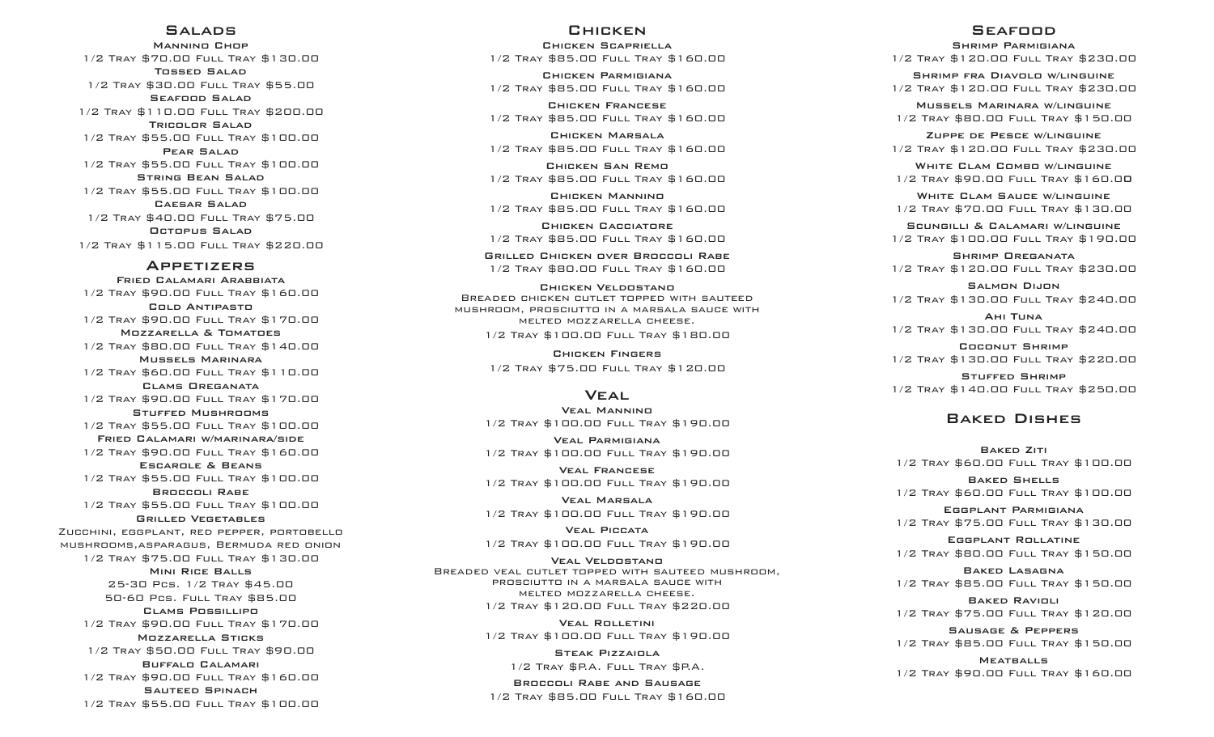## Salads

**Mannino Chop**
1/2 Tray $70.00 Full Tray $130.00

**Tossed Salad**
1/2 Tray $30.00 Full Tray $55.00

**Seafood Salad**
1/2 Tray $110.00 Full Tray $200.00

**Tricolor Salad**
1/2 Tray $55.00 Full Tray $100.00

**Pear Salad**
1/2 Tray $55.00 Full Tray $100.00

**String Bean Salad**
1/2 Tray $55.00 Full Tray $100.00

**Caesar Salad**
1/2 Tray $40.00 Full Tray $75.00

**Octopus Salad**
1/2 Tray $115.00 Full Tray $220.00

## Appetizers

**Fried Calamari Arabbiata**
1/2 Tray $90.00 Full Tray $160.00

**Cold Antipasto**
1/2 Tray $90.00 Full Tray $170.00

**Mozzarella & Tomatoes**
1/2 Tray $80.00 Full Tray $140.00

**Mussels Marinara**
1/2 Tray $60.00 Full Tray $110.00

**Clams Oreganata**
1/2 Tray $90.00 Full Tray $170.00

**Stuffed Mushrooms**
1/2 Tray $55.00 Full Tray $100.00

**Fried Calamari w/marinara/side**
1/2 Tray $90.00 Full Tray $160.00

**Escarole & Beans**
1/2 Tray $55.00 Full Tray $100.00

**Broccoli Rabe**
1/2 Tray $55.00 Full Tray $100.00

**Grilled Vegetables**
Zucchini, eggplant, red pepper, portobello mushrooms,asparagus, Bermuda red onion
1/2 Tray $75.00 Full Tray $130.00

**Mini Rice Balls**
25-30 Pcs. 1/2 Tray $45.00
50-60 Pcs. Full Tray $85.00

**Clams Possillipo**
1/2 Tray $90.00 Full Tray $170.00

**Mozzarella Sticks**
1/2 Tray $50.00 Full Tray $90.00

**Buffalo Calamari**
1/2 Tray $90.00 Full Tray $160.00

**Sauteed Spinach**
1/2 Tray $55.00 Full Tray $100.00

## Chicken

**Chicken Scapriella**
1/2 Tray $85.00 Full Tray $160.00

**Chicken Parmigiana**
1/2 Tray $85.00 Full Tray $160.00

**Chicken Francese**
1/2 Tray $85.00 Full Tray $160.00

**Chicken Marsala**
1/2 Tray $85.00 Full Tray $160.00

**Chicken San Remo**
1/2 Tray $85.00 Full Tray $160.00

**Chicken Mannino**
1/2 Tray $85.00 Full Tray $160.00

**Chicken Cacciatore**
1/2 Tray $85.00 Full Tray $160.00

**Grilled Chicken over Broccoli Rabe**
1/2 Tray $80.00 Full Tray $160.00

**Chicken Veldostano**
Breaded chicken cutlet topped with sauteed mushroom, prosciutto in a marsala sauce with melted mozzarella cheese.
1/2 Tray $100.00 Full Tray $180.00

**Chicken Fingers**
1/2 Tray $75.00 Full Tray $120.00

## Veal

**Veal Mannino**
1/2 Tray $100.00 Full Tray $190.00

**Veal Parmigiana**
1/2 Tray $100.00 Full Tray $190.00

**Veal Francese**
1/2 Tray $100.00 Full Tray $190.00

**Veal Marsala**
1/2 Tray $100.00 Full Tray $190.00

**Veal Piccata**
1/2 Tray $100.00 Full Tray $190.00

**Veal Veldostano**
Breaded veal cutlet topped with sauteed mushroom, prosciutto in a marsala sauce with melted mozzarella cheese.
1/2 Tray $120.00 Full Tray $220.00

**Veal Rolletini**
1/2 Tray $100.00 Full Tray $190.00

**Steak Pizzaiola**
1/2 Tray $P.A. Full Tray $P.A.

**Broccoli Rabe and Sausage**
1/2 Tray $85.00 Full Tray $160.00

## Seafood

**Shrimp Parmigiana**
1/2 Tray $120.00 Full Tray $230.00

**Shrimp fra Diavolo w/linguine**
1/2 Tray $120.00 Full Tray $230.00

**Mussels Marinara w/linguine**
1/2 Tray $80.00 Full Tray $150.00

**Zuppe de Pesce w/linguine**
1/2 Tray $120.00 Full Tray $230.00

**White Clam Combo w/linguine**
1/2 Tray $90.00 Full Tray $160.00

**White Clam Sauce w/linguine**
1/2 Tray $70.00 Full Tray $130.00

**Scungilli & Calamari w/linguine**
1/2 Tray $100.00 Full Tray $190.00

**Shrimp Oreganata**
1/2 Tray $120.00 Full Tray $230.00

**Salmon Dijon**
1/2 Tray $130.00 Full Tray $240.00

**Ahi Tuna**
1/2 Tray $130.00 Full Tray $240.00

**Coconut Shrimp**
1/2 Tray $130.00 Full Tray $220.00

**Stuffed Shrimp**
1/2 Tray $140.00 Full Tray $250.00

## Baked Dishes

**Baked Ziti**
1/2 Tray $60.00 Full Tray $100.00

**Baked Shells**
1/2 Tray $60.00 Full Tray $100.00

**Eggplant Parmigiana**
1/2 Tray $75.00 Full Tray $130.00

**Eggplant Rollatine**
1/2 Tray $80.00 Full Tray $150.00

**Baked Lasagna**
1/2 Tray $85.00 Full Tray $150.00

**Baked Ravioli**
1/2 Tray $75.00 Full Tray $120.00

**Sausage & Peppers**
1/2 Tray $85.00 Full Tray $150.00

**Meatballs**
1/2 Tray $90.00 Full Tray $160.00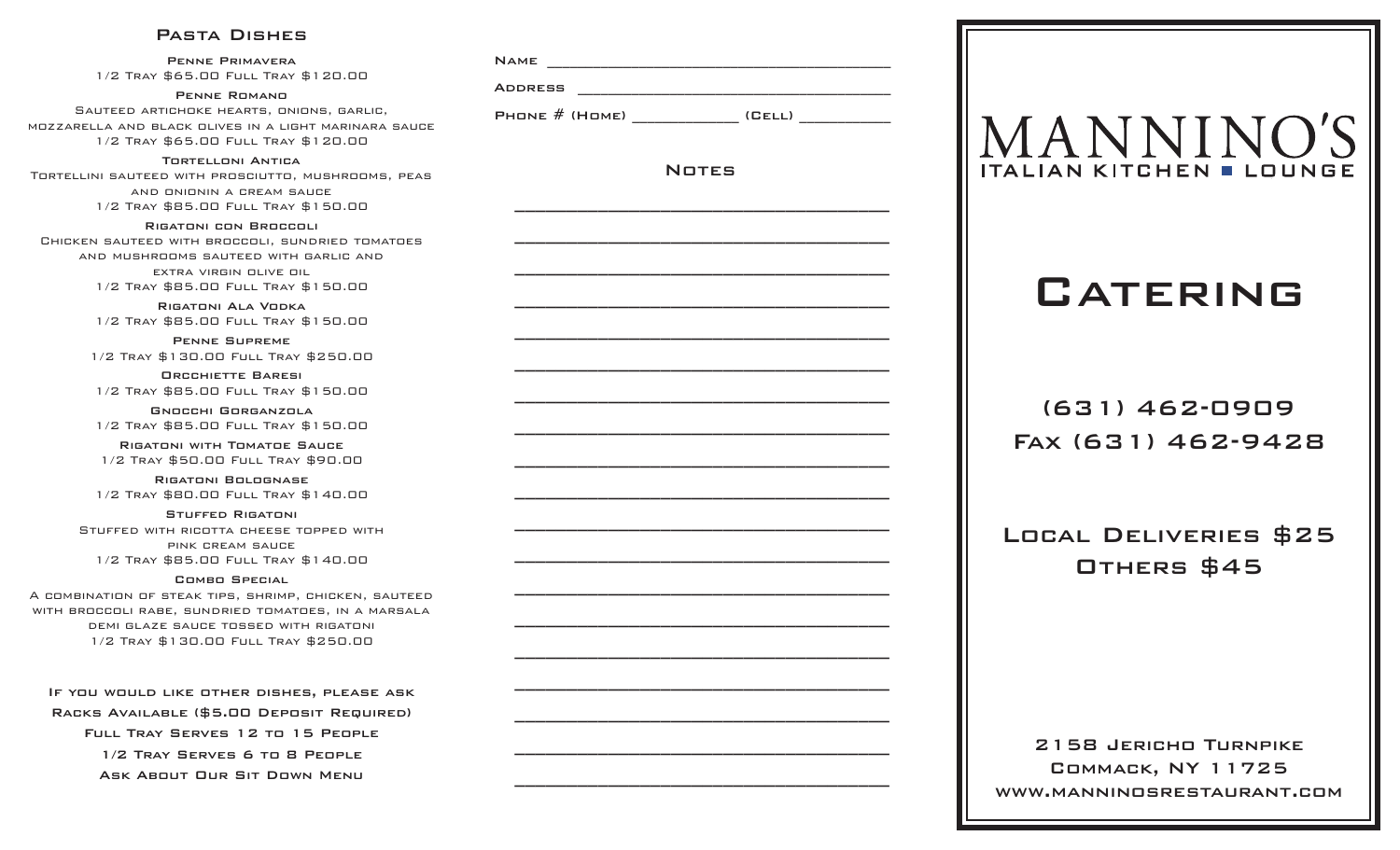## Pasta Dishes

**Penne Primavera**
1/2 Tray $65.00 Full Tray $120.00

**Penne Romano**
Sauteed artichoke hearts, onions, garlic, mozzarella and black olives in a light marinara sauce
1/2 Tray $65.00 Full Tray $120.00

**Tortelloni Antica**
Tortellini sauteed with prosciutto, mushrooms, peas and onionin a cream sauce
1/2 Tray $85.00 Full Tray $150.00

**Rigatoni con Broccoli**
Chicken sauteed with broccoli, sundried tomatoes and mushrooms sauteed with garlic and extra virgin olive oil
1/2 Tray $85.00 Full Tray $150.00

**Rigatoni Ala Vodka**
1/2 Tray $85.00 Full Tray $150.00

**Penne Supreme**
1/2 Tray $130.00 Full Tray $250.00

**Orcchiette Baresi**
1/2 Tray $85.00 Full Tray $150.00

**Gnocchi Gorganzola**
1/2 Tray $85.00 Full Tray $150.00

**Rigatoni with Tomatoe Sauce**
1/2 Tray $50.00 Full Tray $90.00

**Rigatoni Bolognase**
1/2 Tray $80.00 Full Tray $140.00

**Stuffed Rigatoni**
Stuffed with ricotta cheese topped with pink cream sauce
1/2 Tray $85.00 Full Tray $140.00

**Combo Special**
A combination of steak tips, shrimp, chicken, sauteed with broccoli rabe, sundried tomatoes, in a marsala demi glaze sauce tossed with rigatoni
1/2 Tray $130.00 Full Tray $250.00

If you would like other dishes, please ask
Racks Available ($5.00 Deposit Required)
Full Tray Serves 12 to 15 People
1/2 Tray Serves 6 to 8 People
Ask About Our Sit Down Menu

Name ________________________________

Address ______________________________

Phone # (Home) __________ (Cell) __________

### Notes

________________________________
________________________________
________________________________
________________________________
________________________________
________________________________
________________________________
________________________________
________________________________
________________________________
________________________________
________________________________
________________________________
________________________________
________________________________
________________________________
________________________________
________________________________
________________________________

# MANNINO'S
ITALIAN KITCHEN ■ LOUNGE

# Catering

(631) 462-0909
Fax (631) 462-9428

Local Deliveries $25
Others $45

2158 Jericho Turnpike
Commack, NY 11725
www.manninosrestaurant.com